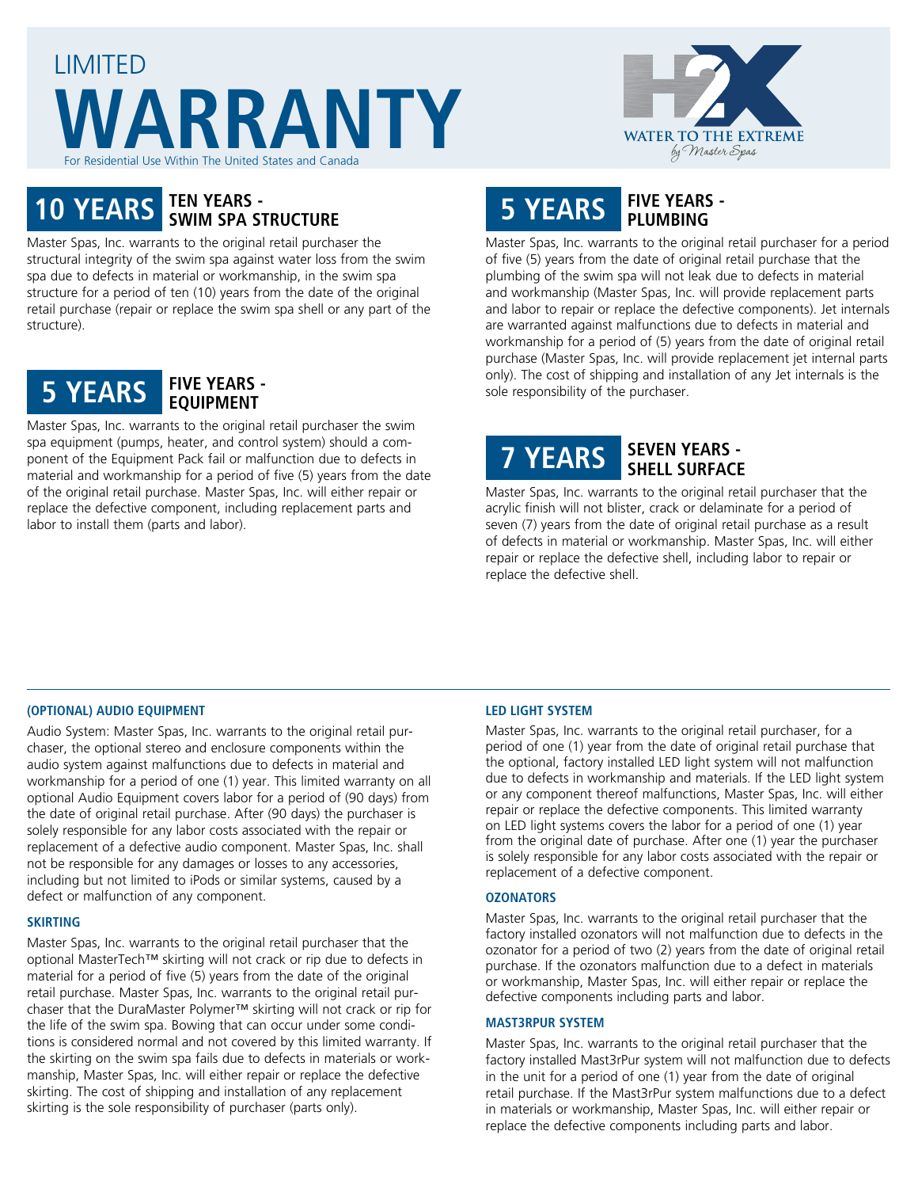# LIMITED WARRANTY

For Residential Use Within The United States and Canada

WATER TO THE EXTREME
by Master Spas

## 10 YEARS — TEN YEARS - SWIM SPA STRUCTURE

Master Spas, Inc. warrants to the original retail purchaser the structural integrity of the swim spa against water loss from the swim spa due to defects in material or workmanship, in the swim spa structure for a period of ten (10) years from the date of the original retail purchase (repair or replace the swim spa shell or any part of the structure).

## 5 YEARS — FIVE YEARS - EQUIPMENT

Master Spas, Inc. warrants to the original retail purchaser the swim spa equipment (pumps, heater, and control system) should a component of the Equipment Pack fail or malfunction due to defects in material and workmanship for a period of five (5) years from the date of the original retail purchase. Master Spas, Inc. will either repair or replace the defective component, including replacement parts and labor to install them (parts and labor).

## 5 YEARS — FIVE YEARS - PLUMBING

Master Spas, Inc. warrants to the original retail purchaser for a period of five (5) years from the date of original retail purchase that the plumbing of the swim spa will not leak due to defects in material and workmanship (Master Spas, Inc. will provide replacement parts and labor to repair or replace the defective components). Jet internals are warranted against malfunctions due to defects in material and workmanship for a period of (5) years from the date of original retail purchase (Master Spas, Inc. will provide replacement jet internal parts only). The cost of shipping and installation of any Jet internals is the sole responsibility of the purchaser.

## 7 YEARS — SEVEN YEARS - SHELL SURFACE

Master Spas, Inc. warrants to the original retail purchaser that the acrylic finish will not blister, crack or delaminate for a period of seven (7) years from the date of original retail purchase as a result of defects in material or workmanship. Master Spas, Inc. will either repair or replace the defective shell, including labor to repair or replace the defective shell.

### (OPTIONAL) AUDIO EQUIPMENT

Audio System: Master Spas, Inc. warrants to the original retail purchaser, the optional stereo and enclosure components within the audio system against malfunctions due to defects in material and workmanship for a period of one (1) year. This limited warranty on all optional Audio Equipment covers labor for a period of (90 days) from the date of original retail purchase. After (90 days) the purchaser is solely responsible for any labor costs associated with the repair or replacement of a defective audio component. Master Spas, Inc. shall not be responsible for any damages or losses to any accessories, including but not limited to iPods or similar systems, caused by a defect or malfunction of any component.

### SKIRTING

Master Spas, Inc. warrants to the original retail purchaser that the optional MasterTech™ skirting will not crack or rip due to defects in material for a period of five (5) years from the date of the original retail purchase. Master Spas, Inc. warrants to the original retail purchaser that the DuraMaster Polymer™ skirting will not crack or rip for the life of the swim spa. Bowing that can occur under some conditions is considered normal and not covered by this limited warranty. If the skirting on the swim spa fails due to defects in materials or workmanship, Master Spas, Inc. will either repair or replace the defective skirting. The cost of shipping and installation of any replacement skirting is the sole responsibility of purchaser (parts only).

### LED LIGHT SYSTEM

Master Spas, Inc. warrants to the original retail purchaser, for a period of one (1) year from the date of original retail purchase that the optional, factory installed LED light system will not malfunction due to defects in workmanship and materials. If the LED light system or any component thereof malfunctions, Master Spas, Inc. will either repair or replace the defective components. This limited warranty on LED light systems covers the labor for a period of one (1) year from the original date of purchase. After one (1) year the purchaser is solely responsible for any labor costs associated with the repair or replacement of a defective component.

### OZONATORS

Master Spas, Inc. warrants to the original retail purchaser that the factory installed ozonators will not malfunction due to defects in the ozonator for a period of two (2) years from the date of original retail purchase. If the ozonators malfunction due to a defect in materials or workmanship, Master Spas, Inc. will either repair or replace the defective components including parts and labor.

### MAST3RPUR SYSTEM

Master Spas, Inc. warrants to the original retail purchaser that the factory installed Mast3rPur system will not malfunction due to defects in the unit for a period of one (1) year from the date of original retail purchase. If the Mast3rPur system malfunctions due to a defect in materials or workmanship, Master Spas, Inc. will either repair or replace the defective components including parts and labor.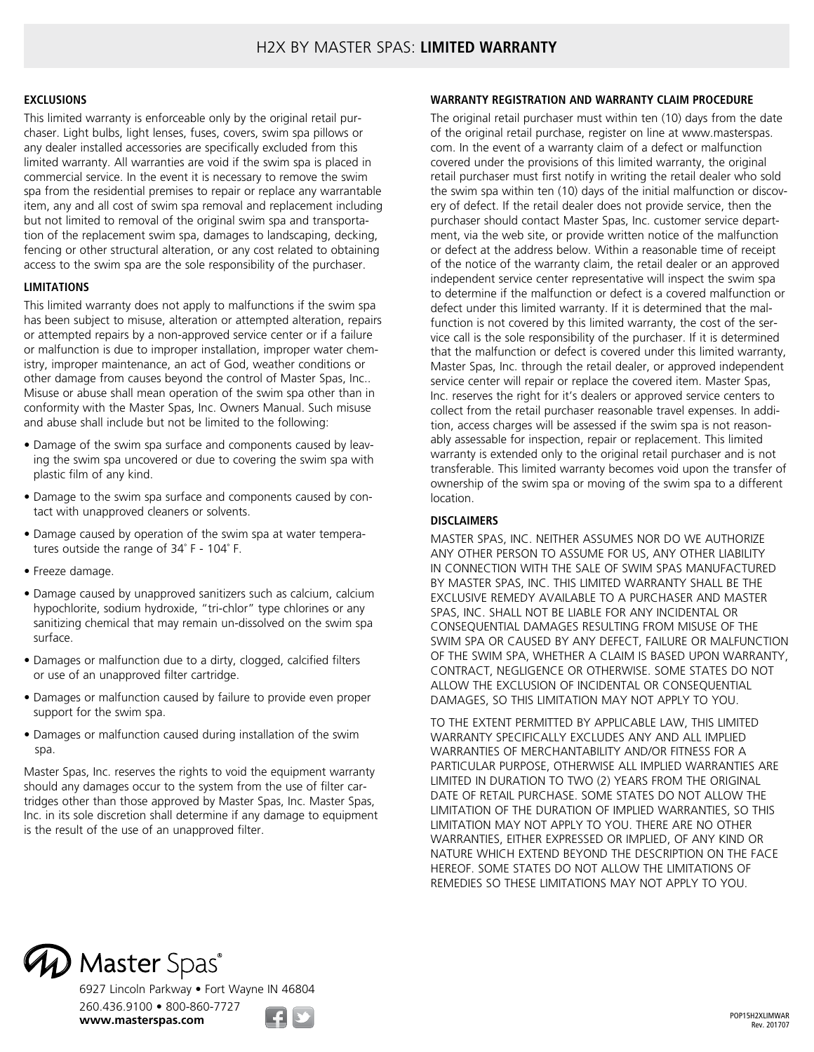# H2X BY MASTER SPAS: **LIMITED WARRANTY**

### EXCLUSIONS

This limited warranty is enforceable only by the original retail purchaser. Light bulbs, light lenses, fuses, covers, swim spa pillows or any dealer installed accessories are specifically excluded from this limited warranty. All warranties are void if the swim spa is placed in commercial service. In the event it is necessary to remove the swim spa from the residential premises to repair or replace any warrantable item, any and all cost of swim spa removal and replacement including but not limited to removal of the original swim spa and transportation of the replacement swim spa, damages to landscaping, decking, fencing or other structural alteration, or any cost related to obtaining access to the swim spa are the sole responsibility of the purchaser.

### LIMITATIONS

This limited warranty does not apply to malfunctions if the swim spa has been subject to misuse, alteration or attempted alteration, repairs or attempted repairs by a non-approved service center or if a failure or malfunction is due to improper installation, improper water chemistry, improper maintenance, an act of God, weather conditions or other damage from causes beyond the control of Master Spas, Inc.. Misuse or abuse shall mean operation of the swim spa other than in conformity with the Master Spas, Inc. Owners Manual. Such misuse and abuse shall include but not be limited to the following:

- Damage of the swim spa surface and components caused by leaving the swim spa uncovered or due to covering the swim spa with plastic film of any kind.
- Damage to the swim spa surface and components caused by contact with unapproved cleaners or solvents.
- Damage caused by operation of the swim spa at water temperatures outside the range of 34° F - 104° F.
- Freeze damage.
- Damage caused by unapproved sanitizers such as calcium, calcium hypochlorite, sodium hydroxide, "tri-chlor" type chlorines or any sanitizing chemical that may remain un-dissolved on the swim spa surface.
- Damages or malfunction due to a dirty, clogged, calcified filters or use of an unapproved filter cartridge.
- Damages or malfunction caused by failure to provide even proper support for the swim spa.
- Damages or malfunction caused during installation of the swim spa.

Master Spas, Inc. reserves the rights to void the equipment warranty should any damages occur to the system from the use of filter cartridges other than those approved by Master Spas, Inc. Master Spas, Inc. in its sole discretion shall determine if any damage to equipment is the result of the use of an unapproved filter.

### WARRANTY REGISTRATION AND WARRANTY CLAIM PROCEDURE

The original retail purchaser must within ten (10) days from the date of the original retail purchase, register on line at www.masterspas.com. In the event of a warranty claim of a defect or malfunction covered under the provisions of this limited warranty, the original retail purchaser must first notify in writing the retail dealer who sold the swim spa within ten (10) days of the initial malfunction or discovery of defect. If the retail dealer does not provide service, then the purchaser should contact Master Spas, Inc. customer service department, via the web site, or provide written notice of the malfunction or defect at the address below. Within a reasonable time of receipt of the notice of the warranty claim, the retail dealer or an approved independent service center representative will inspect the swim spa to determine if the malfunction or defect is a covered malfunction or defect under this limited warranty. If it is determined that the malfunction is not covered by this limited warranty, the cost of the service call is the sole responsibility of the purchaser. If it is determined that the malfunction or defect is covered under this limited warranty, Master Spas, Inc. through the retail dealer, or approved independent service center will repair or replace the covered item. Master Spas, Inc. reserves the right for it's dealers or approved service centers to collect from the retail purchaser reasonable travel expenses. In addition, access charges will be assessed if the swim spa is not reasonably assessable for inspection, repair or replacement. This limited warranty is extended only to the original retail purchaser and is not transferable. This limited warranty becomes void upon the transfer of ownership of the swim spa or moving of the swim spa to a different location.

### DISCLAIMERS

MASTER SPAS, INC. NEITHER ASSUMES NOR DO WE AUTHORIZE ANY OTHER PERSON TO ASSUME FOR US, ANY OTHER LIABILITY IN CONNECTION WITH THE SALE OF SWIM SPAS MANUFACTURED BY MASTER SPAS, INC. THIS LIMITED WARRANTY SHALL BE THE EXCLUSIVE REMEDY AVAILABLE TO A PURCHASER AND MASTER SPAS, INC. SHALL NOT BE LIABLE FOR ANY INCIDENTAL OR CONSEQUENTIAL DAMAGES RESULTING FROM MISUSE OF THE SWIM SPA OR CAUSED BY ANY DEFECT, FAILURE OR MALFUNCTION OF THE SWIM SPA, WHETHER A CLAIM IS BASED UPON WARRANTY, CONTRACT, NEGLIGENCE OR OTHERWISE. SOME STATES DO NOT ALLOW THE EXCLUSION OF INCIDENTAL OR CONSEQUENTIAL DAMAGES, SO THIS LIMITATION MAY NOT APPLY TO YOU.

TO THE EXTENT PERMITTED BY APPLICABLE LAW, THIS LIMITED WARRANTY SPECIFICALLY EXCLUDES ANY AND ALL IMPLIED WARRANTIES OF MERCHANTABILITY AND/OR FITNESS FOR A PARTICULAR PURPOSE, OTHERWISE ALL IMPLIED WARRANTIES ARE LIMITED IN DURATION TO TWO (2) YEARS FROM THE ORIGINAL DATE OF RETAIL PURCHASE. SOME STATES DO NOT ALLOW THE LIMITATION OF THE DURATION OF IMPLIED WARRANTIES, SO THIS LIMITATION MAY NOT APPLY TO YOU. THERE ARE NO OTHER WARRANTIES, EITHER EXPRESSED OR IMPLIED, OF ANY KIND OR NATURE WHICH EXTEND BEYOND THE DESCRIPTION ON THE FACE HEREOF. SOME STATES DO NOT ALLOW THE LIMITATIONS OF REMEDIES SO THESE LIMITATIONS MAY NOT APPLY TO YOU.

Master Spas®

6927 Lincoln Parkway • Fort Wayne IN 46804

260.436.9100 • 800-860-7727

**www.masterspas.com**

POP15H2XLIMWAR
Rev. 201707